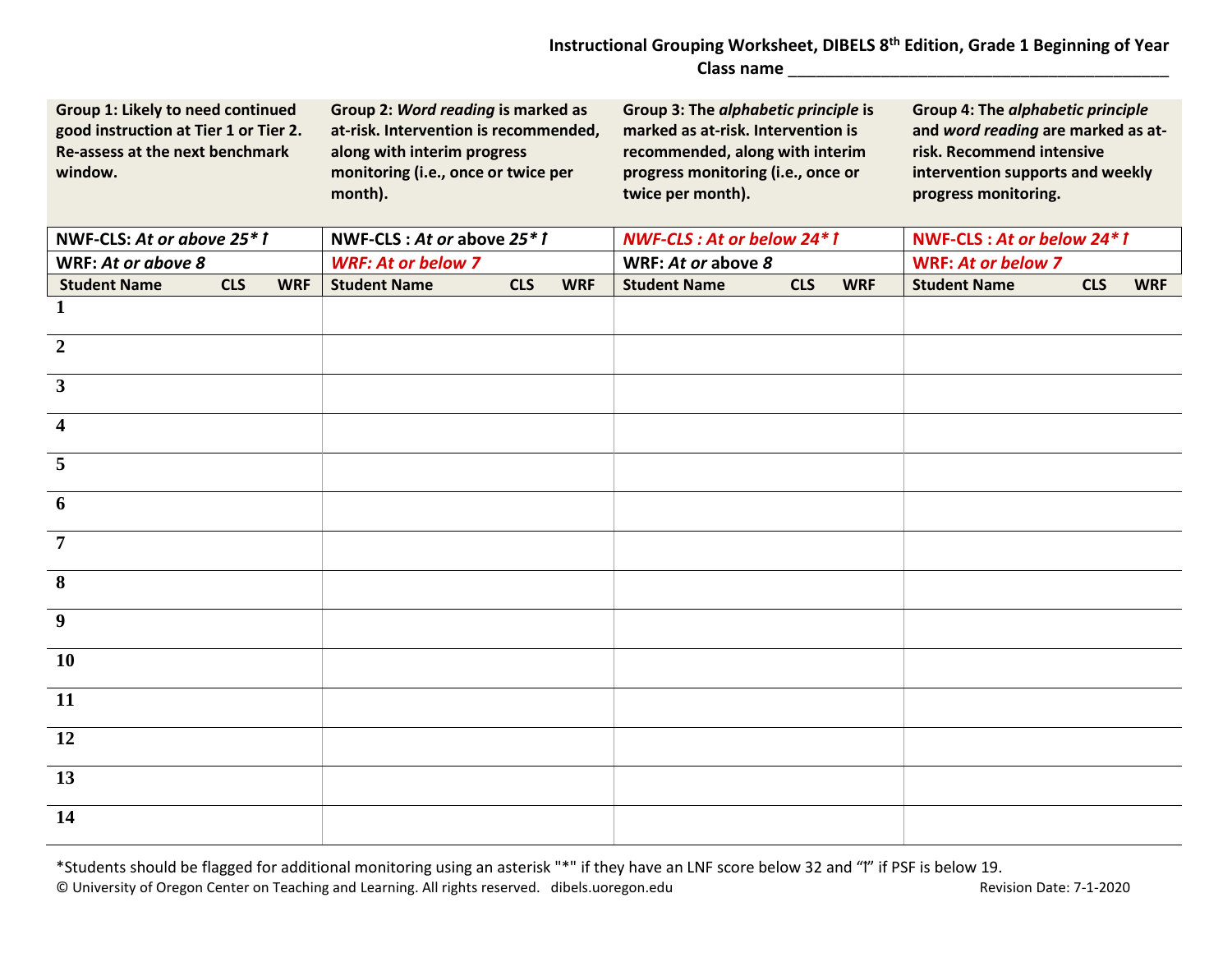**Instructional Grouping Worksheet, DIBELS 8th Edition, Grade 1 Beginning of Year**

**Class name ________________________________________**

| **Group 1: Likely to need continued good instruction at Tier 1 or Tier 2. Re-assess at the next benchmark window.** | | | **Group 2: *Word reading* is marked as at-risk. Intervention is recommended, along with interim progress monitoring (i.e., once or twice per month).** | | | **Group 3: The *alphabetic principle* is marked as at-risk. Intervention is recommended, along with interim progress monitoring (i.e., once or twice per month).** | | | **Group 4: The *alphabetic principle* and *word reading* are marked as at-risk. Recommend intensive intervention supports and weekly progress monitoring.** | | |
|---|---|---|---|---|---|---|---|---|---|---|---|
| **NWF-CLS: *At or above 25\* ꞁ*** | | | **NWF-CLS : *At or* above *25\* ꞁ*** | | | ***NWF-CLS : At or below 24\* ꞁ*** | | | **NWF-CLS : *At or below 24\* ꞁ*** | | |
| **WRF: *At or above 8*** | | | ***WRF: At or below 7*** | | | **WRF: *At or* above *8*** | | | **WRF: *At or below 7*** | | |
| **Student Name** | **CLS** | **WRF** | **Student Name** | **CLS** | **WRF** | **Student Name** | **CLS** | **WRF** | **Student Name** | **CLS** | **WRF** |
| **1** | | | | | | | | | | | |
| **2** | | | | | | | | | | | |
| **3** | | | | | | | | | | | |
| **4** | | | | | | | | | | | |
| **5** | | | | | | | | | | | |
| **6** | | | | | | | | | | | |
| **7** | | | | | | | | | | | |
| **8** | | | | | | | | | | | |
| **9** | | | | | | | | | | | |
| **10** | | | | | | | | | | | |
| **11** | | | | | | | | | | | |
| **12** | | | | | | | | | | | |
| **13** | | | | | | | | | | | |
| **14** | | | | | | | | | | | |

*Students should be flagged for additional monitoring using an asterisk "*" if they have an LNF score below 32 and "ꞁ" if PSF is below 19.

© University of Oregon Center on Teaching and Learning. All rights reserved. dibels.uoregon.edu Revision Date: 7-1-2020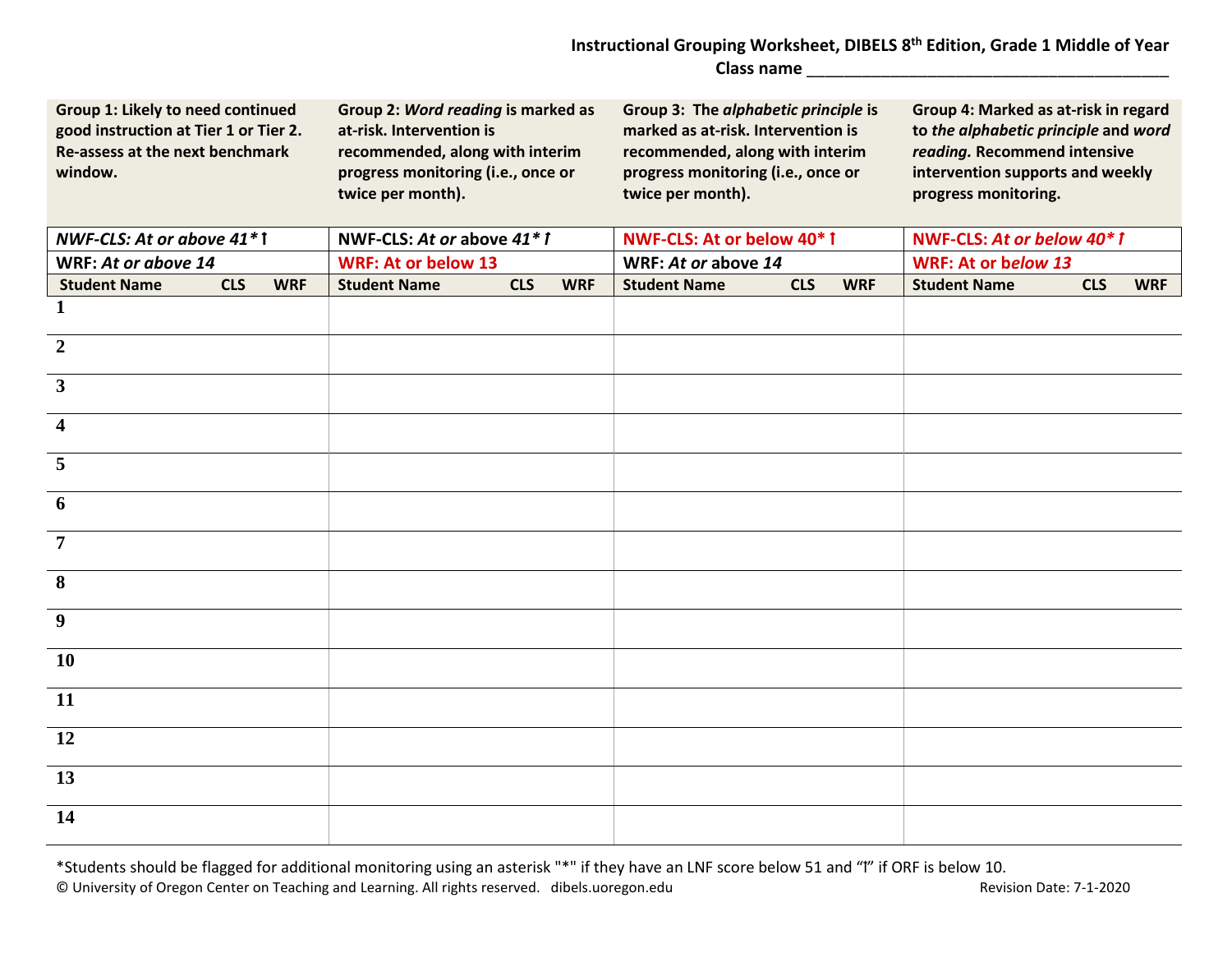**Instructional Grouping Worksheet, DIBELS 8th Edition, Grade 1 Middle of Year**
**Class name \_\_\_\_\_\_\_\_\_\_\_\_\_\_\_\_\_\_\_\_\_\_\_\_\_\_\_\_\_\_\_\_\_\_\_\_\_\_\_\_**

| **Group 1: Likely to need continued good instruction at Tier 1 or Tier 2. Re-assess at the next benchmark window.** | | | **Group 2: *Word reading* is marked as at-risk. Intervention is recommended, along with interim progress monitoring (i.e., once or twice per month).** | | | **Group 3: The *alphabetic principle* is marked as at-risk. Intervention is recommended, along with interim progress monitoring (i.e., once or twice per month).** | | | **Group 4: Marked as at-risk in regard to *the alphabetic principle* and *word reading.* Recommend intensive intervention supports and weekly progress monitoring.** | | |
|---|---|---|---|---|---|---|---|---|---|---|---|
| ***NWF-CLS: At or above 41\*⫯*** | | | **NWF-CLS: *At or* above *41\*⫯*** | | | **NWF-CLS: At or below 40\*⫯** | | | **NWF-CLS: *At or below 40\*⫯*** | | |
| **WRF: *At or above 14*** | | | **WRF: At or below 13** | | | **WRF: *At or* above *14*** | | | **WRF: At or b*elow 13*** | | |
| **Student Name** | **CLS** | **WRF** | **Student Name** | **CLS** | **WRF** | **Student Name** | **CLS** | **WRF** | **Student Name** | **CLS** | **WRF** |
| **1** | | | | | | | | | | | |
| **2** | | | | | | | | | | | |
| **3** | | | | | | | | | | | |
| **4** | | | | | | | | | | | |
| **5** | | | | | | | | | | | |
| **6** | | | | | | | | | | | |
| **7** | | | | | | | | | | | |
| **8** | | | | | | | | | | | |
| **9** | | | | | | | | | | | |
| **10** | | | | | | | | | | | |
| **11** | | | | | | | | | | | |
| **12** | | | | | | | | | | | |
| **13** | | | | | | | | | | | |
| **14** | | | | | | | | | | | |

*Students should be flagged for additional monitoring using an asterisk "*" if they have an LNF score below 51 and "⫯" if ORF is below 10.

© University of Oregon Center on Teaching and Learning. All rights reserved. dibels.uoregon.edu Revision Date: 7-1-2020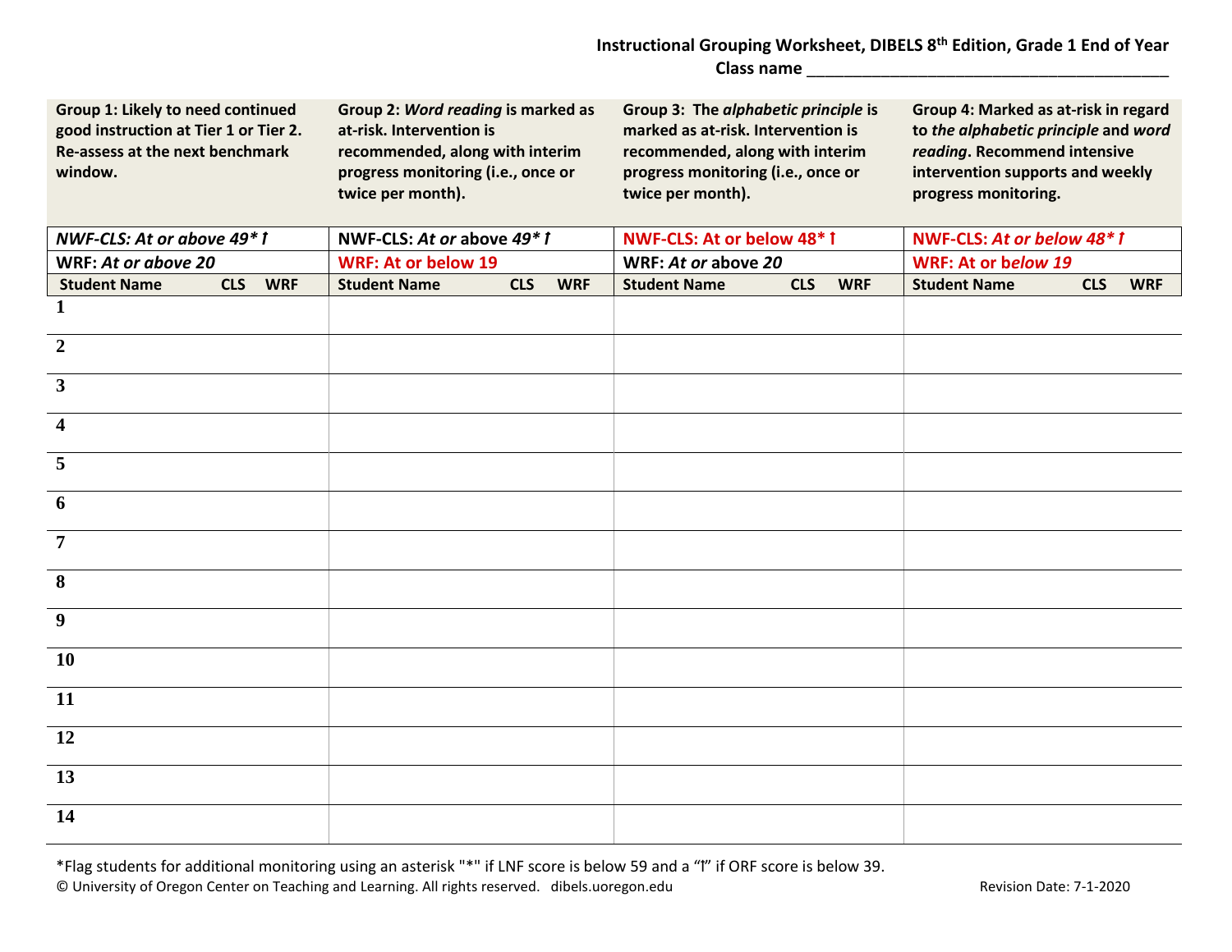**Instructional Grouping Worksheet, DIBELS 8[th] Edition, Grade 1 End of Year**
**Class name ______________________________________**

| Group 1: Likely to need continued good instruction at Tier 1 or Tier 2. Re-assess at the next benchmark window. | Group 2: *Word reading* is marked as at-risk. Intervention is recommended, along with interim progress monitoring (i.e., once or twice per month). | Group 3: The *alphabetic principle* is marked as at-risk. Intervention is recommended, along with interim progress monitoring (i.e., once or twice per month). | Group 4: Marked as at-risk in regard to *the alphabetic principle* and *word reading*. Recommend intensive intervention supports and weekly progress monitoring. |
|---|---|---|---|
| *NWF-CLS: At or above 49* ꞁ* | NWF-CLS: *At or* above *49* ꞁ* | NWF-CLS: At or below 48* ꞁ | NWF-CLS: *At or below 48* ꞁ* |
| WRF: *At or above 20* | WRF: At or below 19 | WRF: *At or* above *20* | WRF: At or b*elow 19* |
| **Student Name CLS WRF** | **Student Name CLS WRF** | **Student Name CLS WRF** | **Student Name CLS WRF** |
| 1 | | | |
| 2 | | | |
| 3 | | | |
| 4 | | | |
| 5 | | | |
| 6 | | | |
| 7 | | | |
| 8 | | | |
| 9 | | | |
| 10 | | | |
| 11 | | | |
| 12 | | | |
| 13 | | | |
| 14 | | | |

*Flag students for additional monitoring using an asterisk "*" if LNF score is below 59 and a "ꞁ" if ORF score is below 39.

© University of Oregon Center on Teaching and Learning. All rights reserved. dibels.uoregon.edu Revision Date: 7-1-2020